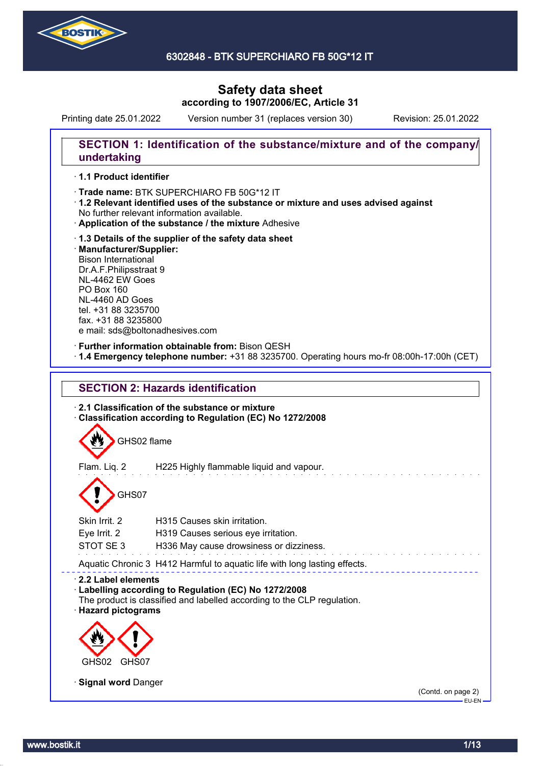6302848 - BTK SUPERCHIARO FB 50G*12 IT

# Safety data sheet

**according to 1907/2006/EC, Article 31**

Printing date 25.01.2022 Version number 31 (replaces version 30) Revision: 25.01.2022

## SECTION 1: Identification of the substance/mixture and of the company/undertaking

· **1.1 Product identifier**

· **Trade name:** BTK SUPERCHIARO FB 50G*12 IT

· **1.2 Relevant identified uses of the substance or mixture and uses advised against**
No further relevant information available.

· **Application of the substance / the mixture** Adhesive

· **1.3 Details of the supplier of the safety data sheet**

· **Manufacturer/Supplier:**
Bison International
Dr.A.F.Philipsstraat 9
NL-4462 EW Goes
PO Box 160
NL-4460 AD Goes
tel. +31 88 3235700
fax. +31 88 3235800
e mail: sds@boltonadhesives.com

· **Further information obtainable from:** Bison QESH

· **1.4 Emergency telephone number:** +31 88 3235700. Operating hours mo-fr 08:00h-17:00h (CET)

## SECTION 2: Hazards identification

· **2.1 Classification of the substance or mixture**

· **Classification according to Regulation (EC) No 1272/2008**

GHS02 flame

Flam. Liq. 2 H225 Highly flammable liquid and vapour.

GHS07

Skin Irrit. 2 H315 Causes skin irritation.

Eye Irrit. 2 H319 Causes serious eye irritation.

STOT SE 3 H336 May cause drowsiness or dizziness.

Aquatic Chronic 3 H412 Harmful to aquatic life with long lasting effects.

· **2.2 Label elements**

· **Labelling according to Regulation (EC) No 1272/2008**
The product is classified and labelled according to the CLP regulation.

· **Hazard pictograms**

GHS02 GHS07

· **Signal word** Danger

(Contd. on page 2)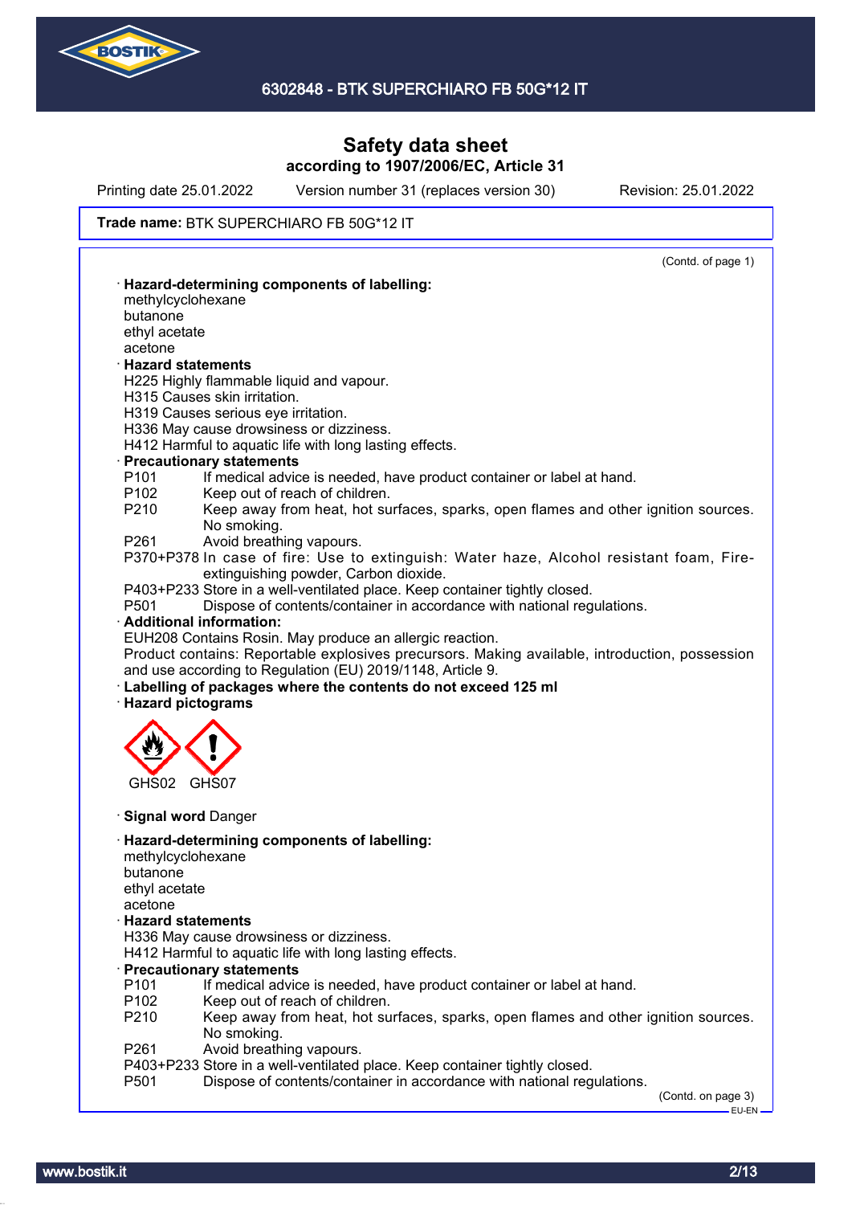# Safety data sheet

**according to 1907/2006/EC, Article 31**

Printing date 25.01.2022    Version number 31 (replaces version 30)    Revision: 25.01.2022

**Trade name:** BTK SUPERCHIARO FB 50G*12 IT

(Contd. of page 1)

· **Hazard-determining components of labelling:**
methylcyclohexane
butanone
ethyl acetate
acetone

· **Hazard statements**
H225 Highly flammable liquid and vapour.
H315 Causes skin irritation.
H319 Causes serious eye irritation.
H336 May cause drowsiness or dizziness.
H412 Harmful to aquatic life with long lasting effects.

· **Precautionary statements**
P101 If medical advice is needed, have product container or label at hand.
P102 Keep out of reach of children.
P210 Keep away from heat, hot surfaces, sparks, open flames and other ignition sources. No smoking.
P261 Avoid breathing vapours.
P370+P378 In case of fire: Use to extinguish: Water haze, Alcohol resistant foam, Fire-extinguishing powder, Carbon dioxide.
P403+P233 Store in a well-ventilated place. Keep container tightly closed.
P501 Dispose of contents/container in accordance with national regulations.

· **Additional information:**
EUH208 Contains Rosin. May produce an allergic reaction.
Product contains: Reportable explosives precursors. Making available, introduction, possession and use according to Regulation (EU) 2019/1148, Article 9.

· **Labelling of packages where the contents do not exceed 125 ml**

· **Hazard pictograms**

GHS02 GHS07

· **Signal word** Danger

· **Hazard-determining components of labelling:**
methylcyclohexane
butanone
ethyl acetate
acetone

· **Hazard statements**
H336 May cause drowsiness or dizziness.
H412 Harmful to aquatic life with long lasting effects.

· **Precautionary statements**
P101 If medical advice is needed, have product container or label at hand.
P102 Keep out of reach of children.
P210 Keep away from heat, hot surfaces, sparks, open flames and other ignition sources. No smoking.
P261 Avoid breathing vapours.
P403+P233 Store in a well-ventilated place. Keep container tightly closed.
P501 Dispose of contents/container in accordance with national regulations.

(Contd. on page 3)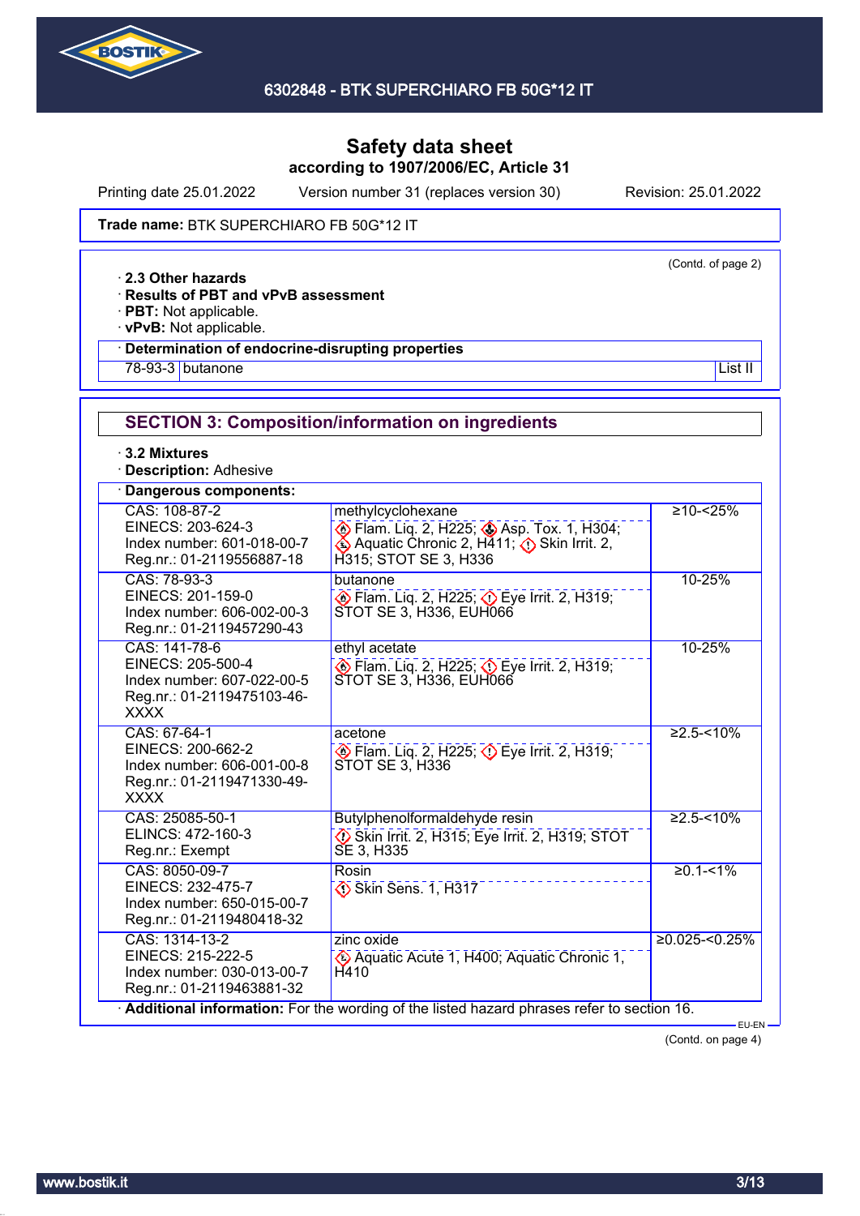# 6302848 - BTK SUPERCHIARO FB 50G*12 IT

## Safety data sheet
### according to 1907/2006/EC, Article 31

Printing date 25.01.2022 Version number 31 (replaces version 30) Revision: 25.01.2022

**Trade name:** BTK SUPERCHIARO FB 50G*12 IT

(Contd. of page 2)

· **2.3 Other hazards**
· **Results of PBT and vPvB assessment**
· **PBT:** Not applicable.
· **vPvB:** Not applicable.

· **Determination of endocrine-disrupting properties**

| | | |
|---|---|---|
| 78-93-3 | butanone | List II |

## SECTION 3: Composition/information on ingredients

· **3.2 Mixtures**
· **Description:** Adhesive

· **Dangerous components:**

| Identifiers | Name / Classification | Concentration |
|---|---|---|
| CAS: 108-87-2<br>EINECS: 203-624-3<br>Index number: 601-018-00-7<br>Reg.nr.: 01-2119556887-18 | methylcyclohexane<br>Flam. Liq. 2, H225; Asp. Tox. 1, H304; Aquatic Chronic 2, H411; Skin Irrit. 2, H315; STOT SE 3, H336 | ≥10-<25% |
| CAS: 78-93-3<br>EINECS: 201-159-0<br>Index number: 606-002-00-3<br>Reg.nr.: 01-2119457290-43 | butanone<br>Flam. Liq. 2, H225; Eye Irrit. 2, H319; STOT SE 3, H336, EUH066 | 10-25% |
| CAS: 141-78-6<br>EINECS: 205-500-4<br>Index number: 607-022-00-5<br>Reg.nr.: 01-2119475103-46-XXXX | ethyl acetate<br>Flam. Liq. 2, H225; Eye Irrit. 2, H319; STOT SE 3, H336, EUH066 | 10-25% |
| CAS: 67-64-1<br>EINECS: 200-662-2<br>Index number: 606-001-00-8<br>Reg.nr.: 01-2119471330-49-XXXX | acetone<br>Flam. Liq. 2, H225; Eye Irrit. 2, H319; STOT SE 3, H336 | ≥2.5-<10% |
| CAS: 25085-50-1<br>ELINCS: 472-160-3<br>Reg.nr.: Exempt | Butylphenolformaldehyde resin<br>Skin Irrit. 2, H315; Eye Irrit. 2, H319; STOT SE 3, H335 | ≥2.5-<10% |
| CAS: 8050-09-7<br>EINECS: 232-475-7<br>Index number: 650-015-00-7<br>Reg.nr.: 01-2119480418-32 | Rosin<br>Skin Sens. 1, H317 | ≥0.1-<1% |
| CAS: 1314-13-2<br>EINECS: 215-222-5<br>Index number: 030-013-00-7<br>Reg.nr.: 01-2119463881-32 | zinc oxide<br>Aquatic Acute 1, H400; Aquatic Chronic 1, H410 | ≥0.025-<0.25% |

· **Additional information:** For the wording of the listed hazard phrases refer to section 16.

EU-EN

(Contd. on page 4)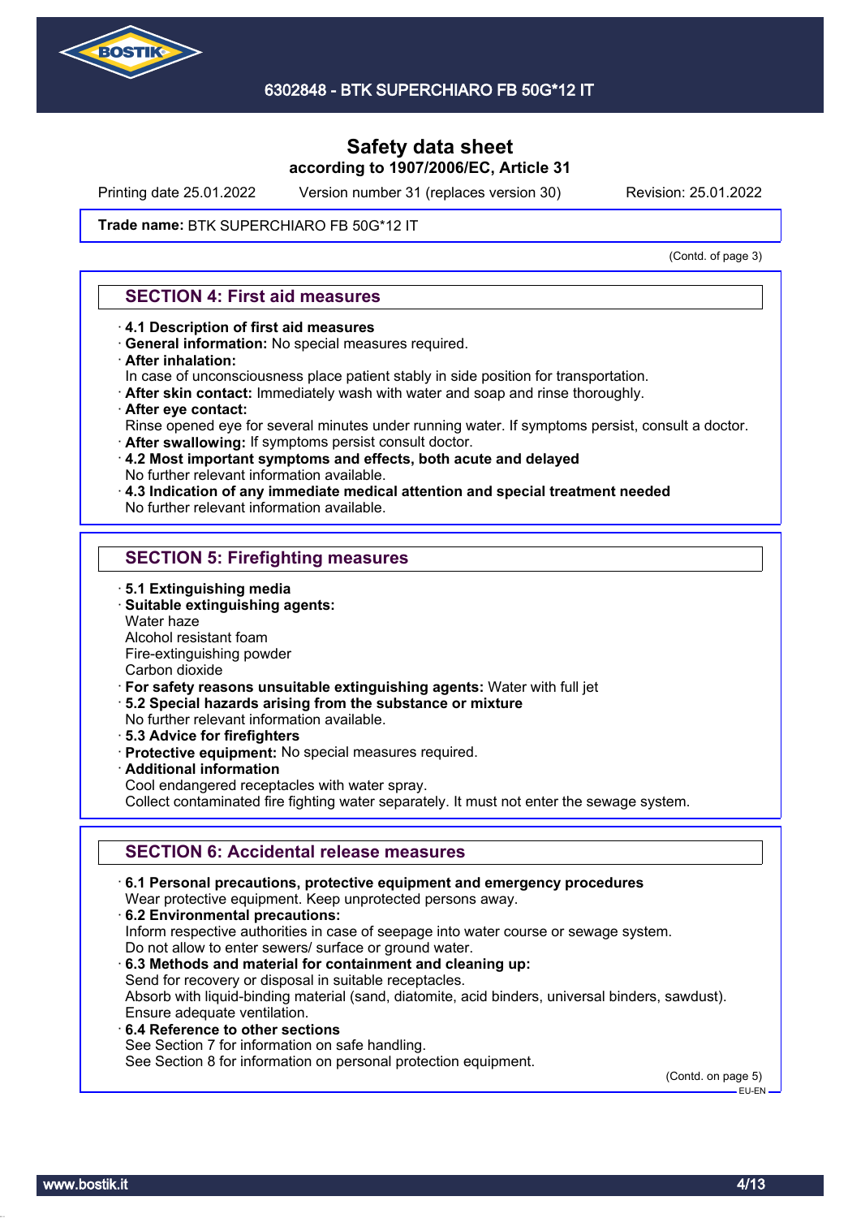# Safety data sheet

**according to 1907/2006/EC, Article 31**

Printing date 25.01.2022 Version number 31 (replaces version 30) Revision: 25.01.2022

**Trade name:** BTK SUPERCHIARO FB 50G*12 IT

(Contd. of page 3)

## SECTION 4: First aid measures

- **4.1 Description of first aid measures**
- **General information:** No special measures required.
- **After inhalation:**
  In case of unconsciousness place patient stably in side position for transportation.
- **After skin contact:** Immediately wash with water and soap and rinse thoroughly.
- **After eye contact:**
  Rinse opened eye for several minutes under running water. If symptoms persist, consult a doctor.
- **After swallowing:** If symptoms persist consult doctor.
- **4.2 Most important symptoms and effects, both acute and delayed**
  No further relevant information available.
- **4.3 Indication of any immediate medical attention and special treatment needed**
  No further relevant information available.

## SECTION 5: Firefighting measures

- **5.1 Extinguishing media**
- **Suitable extinguishing agents:**
  Water haze
  Alcohol resistant foam
  Fire-extinguishing powder
  Carbon dioxide
- **For safety reasons unsuitable extinguishing agents:** Water with full jet
- **5.2 Special hazards arising from the substance or mixture**
  No further relevant information available.
- **5.3 Advice for firefighters**
- **Protective equipment:** No special measures required.
- **Additional information**
  Cool endangered receptacles with water spray.
  Collect contaminated fire fighting water separately. It must not enter the sewage system.

## SECTION 6: Accidental release measures

- **6.1 Personal precautions, protective equipment and emergency procedures**
  Wear protective equipment. Keep unprotected persons away.
- **6.2 Environmental precautions:**
  Inform respective authorities in case of seepage into water course or sewage system.
  Do not allow to enter sewers/ surface or ground water.
- **6.3 Methods and material for containment and cleaning up:**
  Send for recovery or disposal in suitable receptacles.
  Absorb with liquid-binding material (sand, diatomite, acid binders, universal binders, sawdust).
  Ensure adequate ventilation.
- **6.4 Reference to other sections**
  See Section 7 for information on safe handling.
  See Section 8 for information on personal protection equipment.

(Contd. on page 5)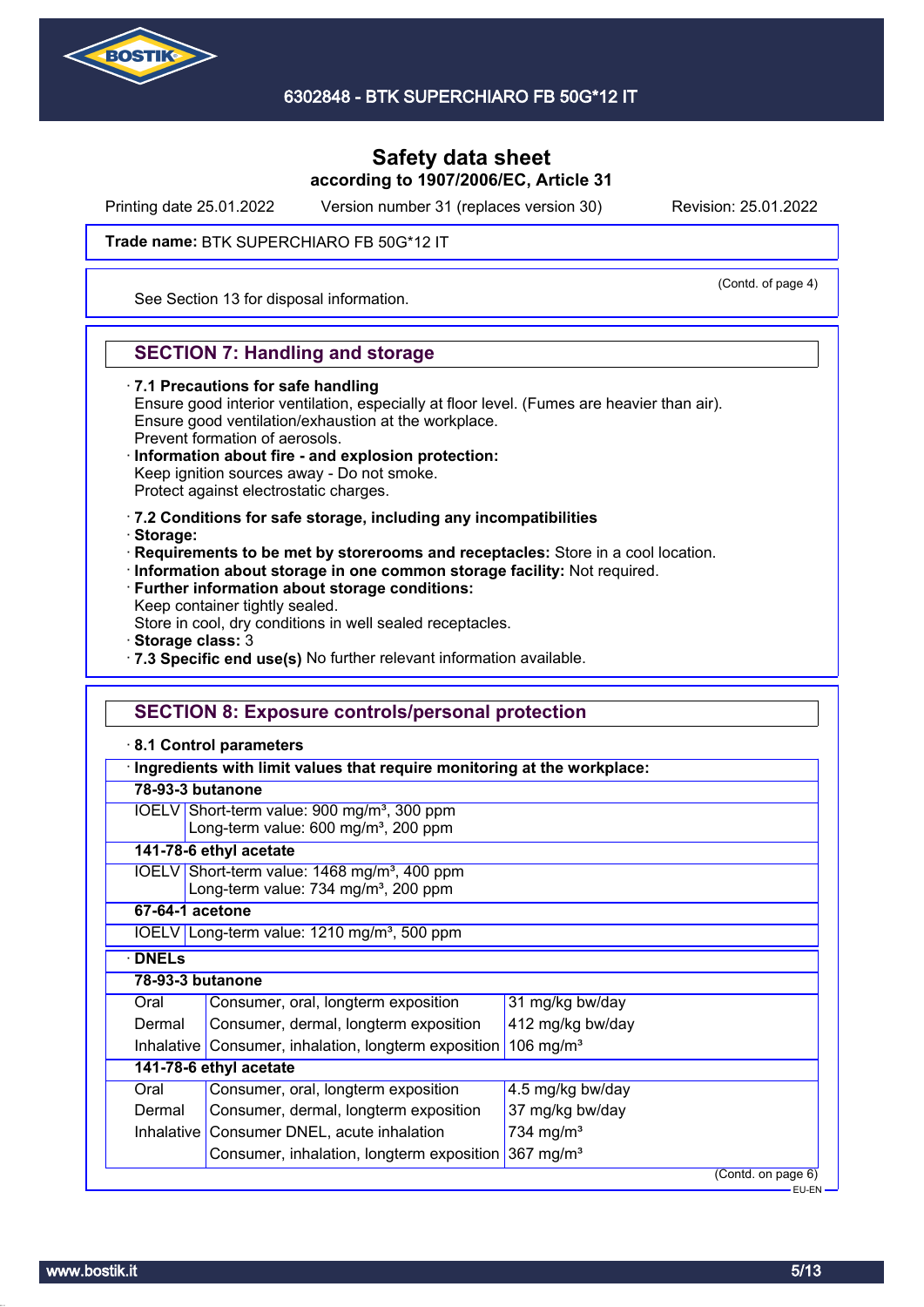# Safety data sheet
### according to 1907/2006/EC, Article 31

Printing date 25.01.2022 Version number 31 (replaces version 30) Revision: 25.01.2022

**Trade name:** BTK SUPERCHIARO FB 50G*12 IT

(Contd. of page 4)

See Section 13 for disposal information.

## SECTION 7: Handling and storage

· **7.1 Precautions for safe handling**
Ensure good interior ventilation, especially at floor level. (Fumes are heavier than air).
Ensure good ventilation/exhaustion at the workplace.
Prevent formation of aerosols.
· **Information about fire - and explosion protection:**
Keep ignition sources away - Do not smoke.
Protect against electrostatic charges.

· **7.2 Conditions for safe storage, including any incompatibilities**
· **Storage:**
· **Requirements to be met by storerooms and receptacles:** Store in a cool location.
· **Information about storage in one common storage facility:** Not required.
· **Further information about storage conditions:**
Keep container tightly sealed.
Store in cool, dry conditions in well sealed receptacles.
· **Storage class:** 3
· **7.3 Specific end use(s)** No further relevant information available.

## SECTION 8: Exposure controls/personal protection

· **8.1 Control parameters**

| · Ingredients with limit values that require monitoring at the workplace: | |
|---|---|
| **78-93-3 butanone** | |
| IOELV | Short-term value: 900 mg/m³, 300 ppm<br>Long-term value: 600 mg/m³, 200 ppm |
| **141-78-6 ethyl acetate** | |
| IOELV | Short-term value: 1468 mg/m³, 400 ppm<br>Long-term value: 734 mg/m³, 200 ppm |
| **67-64-1 acetone** | |
| IOELV | Long-term value: 1210 mg/m³, 500 ppm |

| · DNELs | | |
|---|---|---|
| **78-93-3 butanone** | | |
| Oral | Consumer, oral, longterm exposition | 31 mg/kg bw/day |
| Dermal | Consumer, dermal, longterm exposition | 412 mg/kg bw/day |
| Inhalative | Consumer, inhalation, longterm exposition | 106 mg/m³ |
| **141-78-6 ethyl acetate** | | |
| Oral | Consumer, oral, longterm exposition | 4.5 mg/kg bw/day |
| Dermal | Consumer, dermal, longterm exposition | 37 mg/kg bw/day |
| Inhalative | Consumer DNEL, acute inhalation | 734 mg/m³ |
| | Consumer, inhalation, longterm exposition | 367 mg/m³ |

(Contd. on page 6)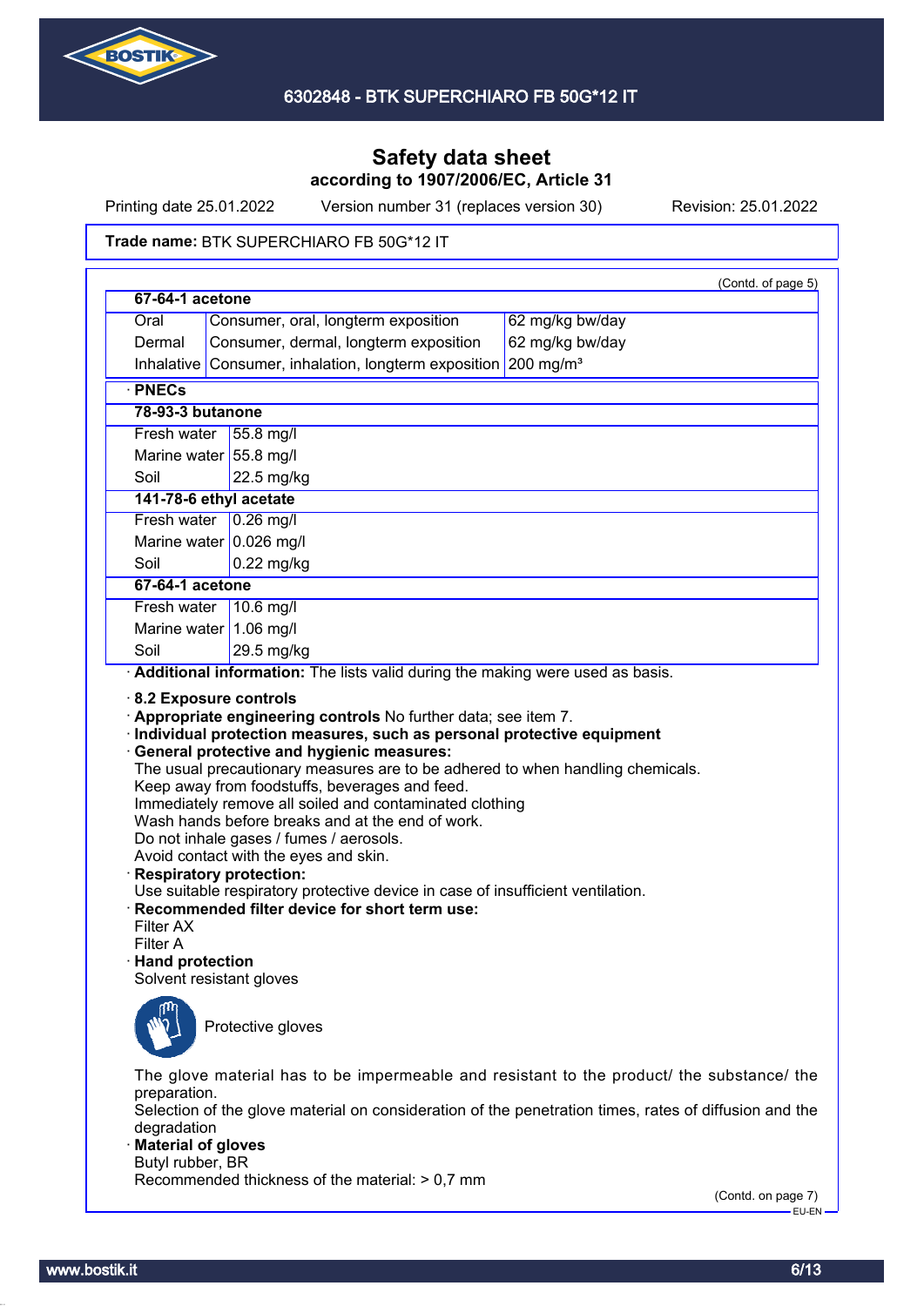# Safety data sheet
## according to 1907/2006/EC, Article 31

Printing date 25.01.2022 Version number 31 (replaces version 30) Revision: 25.01.2022

**Trade name:** BTK SUPERCHIARO FB 50G*12 IT

(Contd. of page 5)

| **67-64-1 acetone** | | |
|---|---|---|
| Oral | Consumer, oral, longterm exposition | 62 mg/kg bw/day |
| Dermal | Consumer, dermal, longterm exposition | 62 mg/kg bw/day |
| Inhalative | Consumer, inhalation, longterm exposition | 200 mg/m³ |

· **PNECs**

| **78-93-3 butanone** | |
|---|---|
| Fresh water | 55.8 mg/l |
| Marine water | 55.8 mg/l |
| Soil | 22.5 mg/kg |
| **141-78-6 ethyl acetate** | |
| Fresh water | 0.26 mg/l |
| Marine water | 0.026 mg/l |
| Soil | 0.22 mg/kg |
| **67-64-1 acetone** | |
| Fresh water | 10.6 mg/l |
| Marine water | 1.06 mg/l |
| Soil | 29.5 mg/kg |

· **Additional information:** The lists valid during the making were used as basis.

· **8.2 Exposure controls**
· **Appropriate engineering controls** No further data; see item 7.
· **Individual protection measures, such as personal protective equipment**
· **General protective and hygienic measures:**
The usual precautionary measures are to be adhered to when handling chemicals.
Keep away from foodstuffs, beverages and feed.
Immediately remove all soiled and contaminated clothing
Wash hands before breaks and at the end of work.
Do not inhale gases / fumes / aerosols.
Avoid contact with the eyes and skin.
· **Respiratory protection:**
Use suitable respiratory protective device in case of insufficient ventilation.
· **Recommended filter device for short term use:**
Filter AX
Filter A
· **Hand protection**
Solvent resistant gloves

Protective gloves

The glove material has to be impermeable and resistant to the product/ the substance/ the preparation.
Selection of the glove material on consideration of the penetration times, rates of diffusion and the degradation
· **Material of gloves**
Butyl rubber, BR
Recommended thickness of the material: > 0,7 mm

(Contd. on page 7)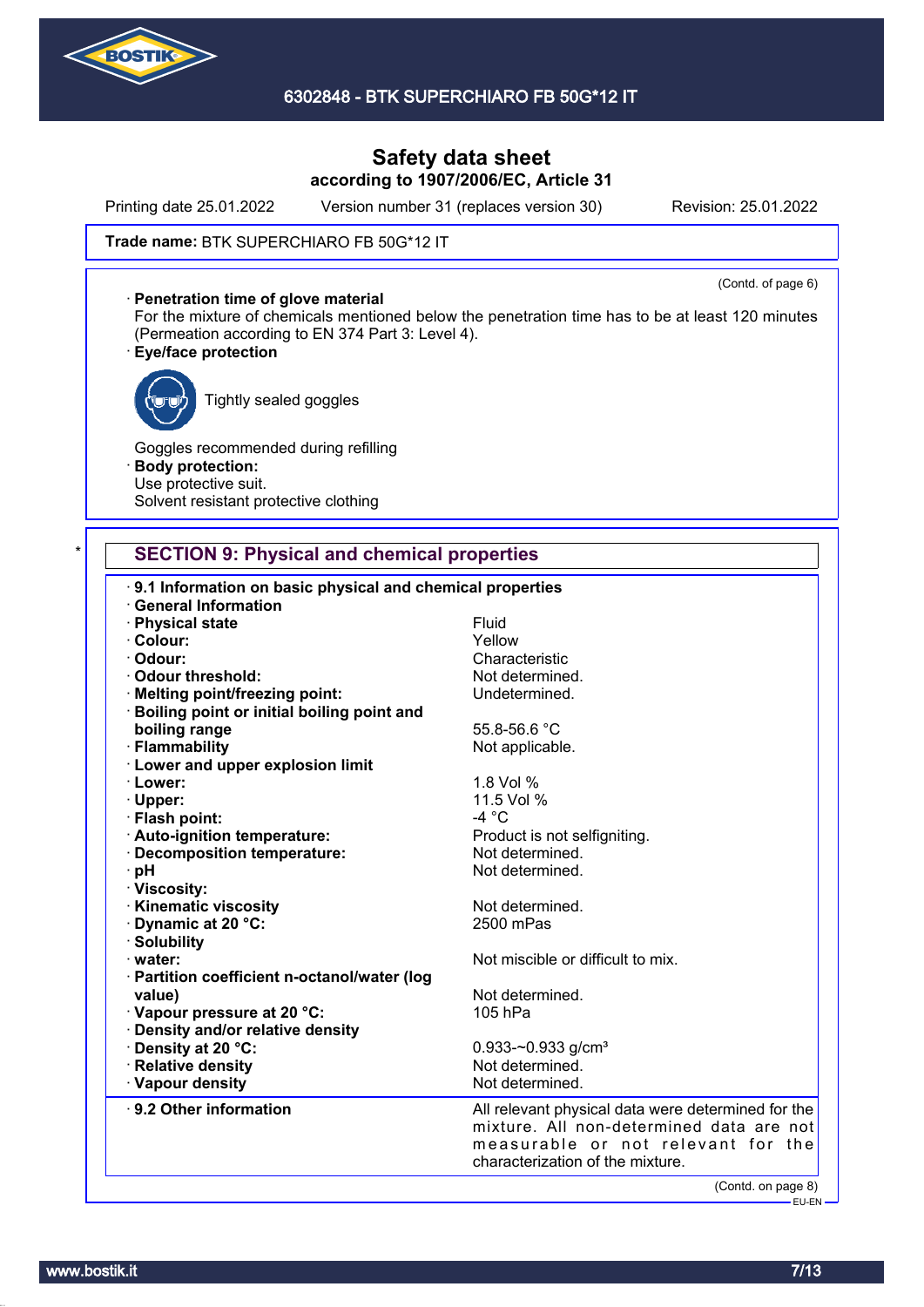# Safety data sheet
**according to 1907/2006/EC, Article 31**

Printing date 25.01.2022 | Version number 31 (replaces version 30) | Revision: 25.01.2022

**Trade name:** BTK SUPERCHIARO FB 50G*12 IT

(Contd. of page 6)

· **Penetration time of glove material**
For the mixture of chemicals mentioned below the penetration time has to be at least 120 minutes (Permeation according to EN 374 Part 3: Level 4).

· **Eye/face protection**

Tightly sealed goggles

Goggles recommended during refilling

· **Body protection:**
Use protective suit.
Solvent resistant protective clothing

## * SECTION 9: Physical and chemical properties

· **9.1 Information on basic physical and chemical properties**

· **General Information**

| | |
|---|---|
| · **Physical state** | Fluid |
| · **Colour:** | Yellow |
| · **Odour:** | Characteristic |
| · **Odour threshold:** | Not determined. |
| · **Melting point/freezing point:** | Undetermined. |
| · **Boiling point or initial boiling point and boiling range** | 55.8-56.6 °C |
| · **Flammability** | Not applicable. |
| · **Lower and upper explosion limit** | |
| · **Lower:** | 1.8 Vol % |
| · **Upper:** | 11.5 Vol % |
| · **Flash point:** | -4 °C |
| · **Auto-ignition temperature:** | Product is not selfigniting. |
| · **Decomposition temperature:** | Not determined. |
| · **pH** | Not determined. |
| · **Viscosity:** | |
| · **Kinematic viscosity** | Not determined. |
| · **Dynamic at 20 °C:** | 2500 mPas |
| · **Solubility** | |
| · **water:** | Not miscible or difficult to mix. |
| · **Partition coefficient n-octanol/water (log value)** | Not determined. |
| · **Vapour pressure at 20 °C:** | 105 hPa |
| · **Density and/or relative density** | |
| · **Density at 20 °C:** | 0.933-~0.933 g/cm³ |
| · **Relative density** | Not determined. |
| · **Vapour density** | Not determined. |

| | |
|---|---|
| · **9.2 Other information** | All relevant physical data were determined for the mixture. All non-determined data are not measurable or not relevant for the characterization of the mixture. |

(Contd. on page 8)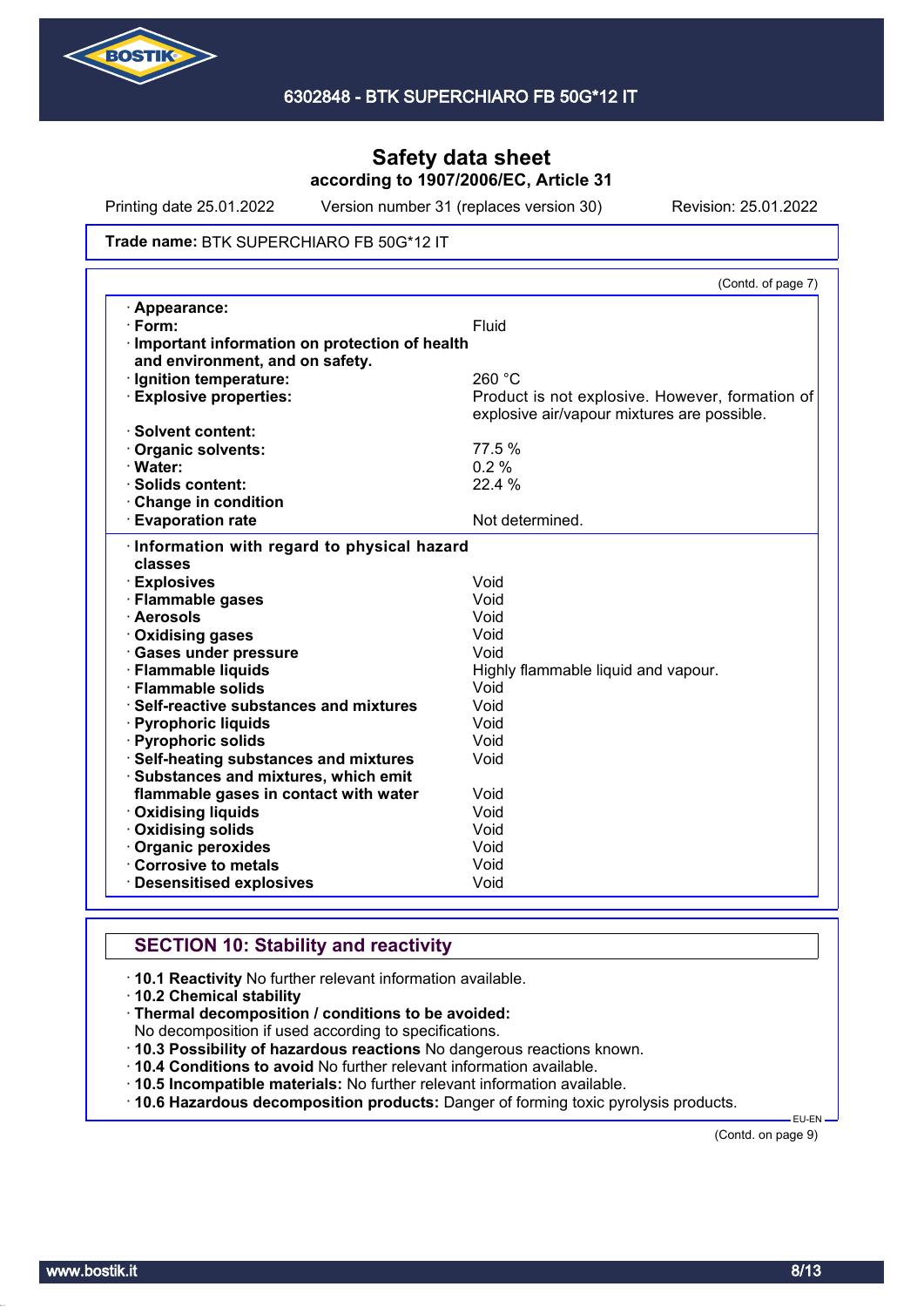# Safety data sheet
**according to 1907/2006/EC, Article 31**

Printing date 25.01.2022 Version number 31 (replaces version 30) Revision: 25.01.2022

**Trade name:** BTK SUPERCHIARO FB 50G*12 IT

(Contd. of page 7)

| | |
|---|---|
| · **Appearance:** | |
| · **Form:** | Fluid |
| · **Important information on protection of health and environment, and on safety.** | |
| · **Ignition temperature:** | 260 °C |
| · **Explosive properties:** | Product is not explosive. However, formation of explosive air/vapour mixtures are possible. |
| · **Solvent content:** | |
| · **Organic solvents:** | 77.5 % |
| · **Water:** | 0.2 % |
| · **Solids content:** | 22.4 % |
| · **Change in condition** | |
| · **Evaporation rate** | Not determined. |

| | |
|---|---|
| · **Information with regard to physical hazard classes** | |
| · **Explosives** | Void |
| · **Flammable gases** | Void |
| · **Aerosols** | Void |
| · **Oxidising gases** | Void |
| · **Gases under pressure** | Void |
| · **Flammable liquids** | Highly flammable liquid and vapour. |
| · **Flammable solids** | Void |
| · **Self-reactive substances and mixtures** | Void |
| · **Pyrophoric liquids** | Void |
| · **Pyrophoric solids** | Void |
| · **Self-heating substances and mixtures** | Void |
| · **Substances and mixtures, which emit flammable gases in contact with water** | Void |
| · **Oxidising liquids** | Void |
| · **Oxidising solids** | Void |
| · **Organic peroxides** | Void |
| · **Corrosive to metals** | Void |
| · **Desensitised explosives** | Void |

## SECTION 10: Stability and reactivity

· **10.1 Reactivity** No further relevant information available.
· **10.2 Chemical stability**
· **Thermal decomposition / conditions to be avoided:**
No decomposition if used according to specifications.
· **10.3 Possibility of hazardous reactions** No dangerous reactions known.
· **10.4 Conditions to avoid** No further relevant information available.
· **10.5 Incompatible materials:** No further relevant information available.
· **10.6 Hazardous decomposition products:** Danger of forming toxic pyrolysis products.

(Contd. on page 9)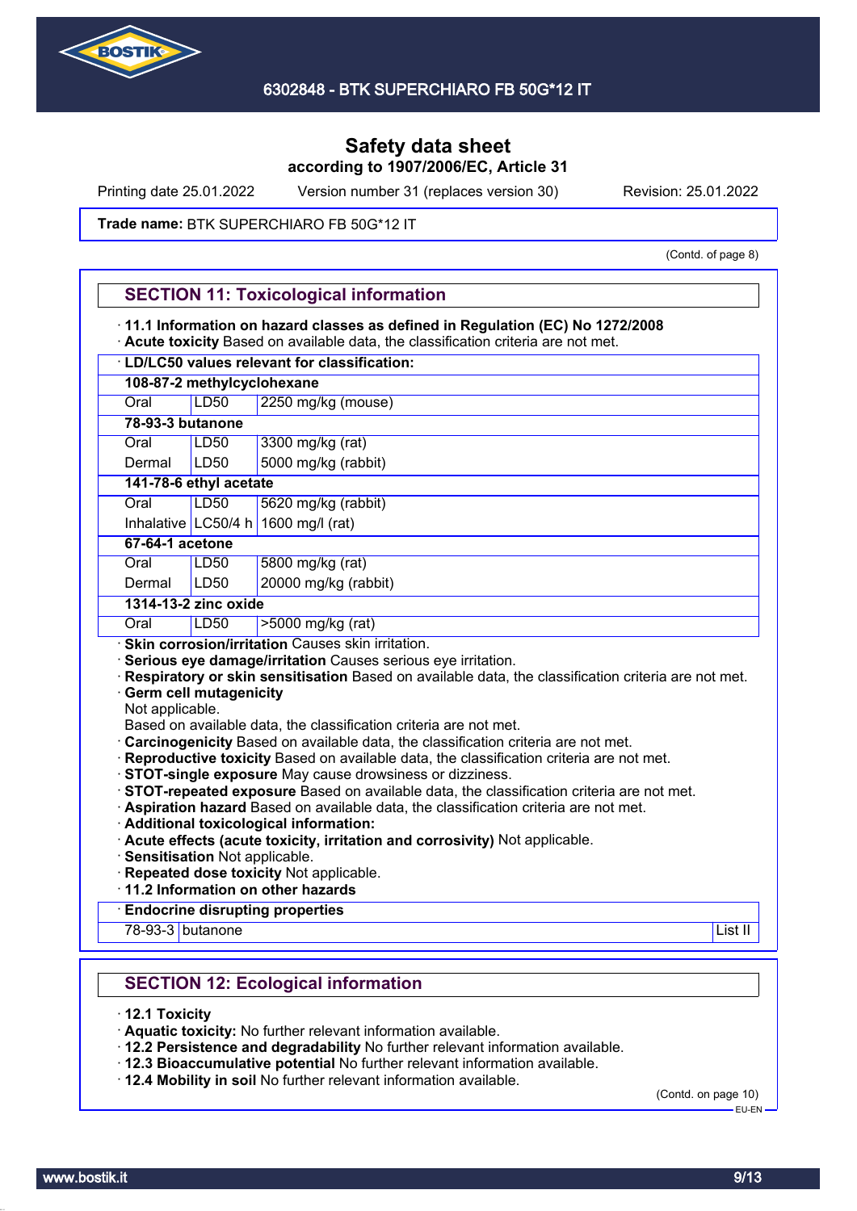# Safety data sheet
**according to 1907/2006/EC, Article 31**

Printing date 25.01.2022 Version number 31 (replaces version 30) Revision: 25.01.2022

**Trade name:** BTK SUPERCHIARO FB 50G*12 IT

(Contd. of page 8)

## SECTION 11: Toxicological information

· **11.1 Information on hazard classes as defined in Regulation (EC) No 1272/2008**
· **Acute toxicity** Based on available data, the classification criteria are not met.

| · **LD/LC50 values relevant for classification:** | | |
|---|---|---|
| **108-87-2 methylcyclohexane** | | |
| Oral | LD50 | 2250 mg/kg (mouse) |
| **78-93-3 butanone** | | |
| Oral | LD50 | 3300 mg/kg (rat) |
| Dermal | LD50 | 5000 mg/kg (rabbit) |
| **141-78-6 ethyl acetate** | | |
| Oral | LD50 | 5620 mg/kg (rabbit) |
| Inhalative | LC50/4 h | 1600 mg/l (rat) |
| **67-64-1 acetone** | | |
| Oral | LD50 | 5800 mg/kg (rat) |
| Dermal | LD50 | 20000 mg/kg (rabbit) |
| **1314-13-2 zinc oxide** | | |
| Oral | LD50 | >5000 mg/kg (rat) |

· **Skin corrosion/irritation** Causes skin irritation.
· **Serious eye damage/irritation** Causes serious eye irritation.
· **Respiratory or skin sensitisation** Based on available data, the classification criteria are not met.
· **Germ cell mutagenicity**
Not applicable.
Based on available data, the classification criteria are not met.
· **Carcinogenicity** Based on available data, the classification criteria are not met.
· **Reproductive toxicity** Based on available data, the classification criteria are not met.
· **STOT-single exposure** May cause drowsiness or dizziness.
· **STOT-repeated exposure** Based on available data, the classification criteria are not met.
· **Aspiration hazard** Based on available data, the classification criteria are not met.
· **Additional toxicological information:**
· **Acute effects (acute toxicity, irritation and corrosivity)** Not applicable.
· **Sensitisation** Not applicable.
· **Repeated dose toxicity** Not applicable.
· **11.2 Information on other hazards**

| · **Endocrine disrupting properties** | | |
|---|---|---|
| 78-93-3 | butanone | List II |

## SECTION 12: Ecological information

· **12.1 Toxicity**
· **Aquatic toxicity:** No further relevant information available.
· **12.2 Persistence and degradability** No further relevant information available.
· **12.3 Bioaccumulative potential** No further relevant information available.
· **12.4 Mobility in soil** No further relevant information available.

(Contd. on page 10)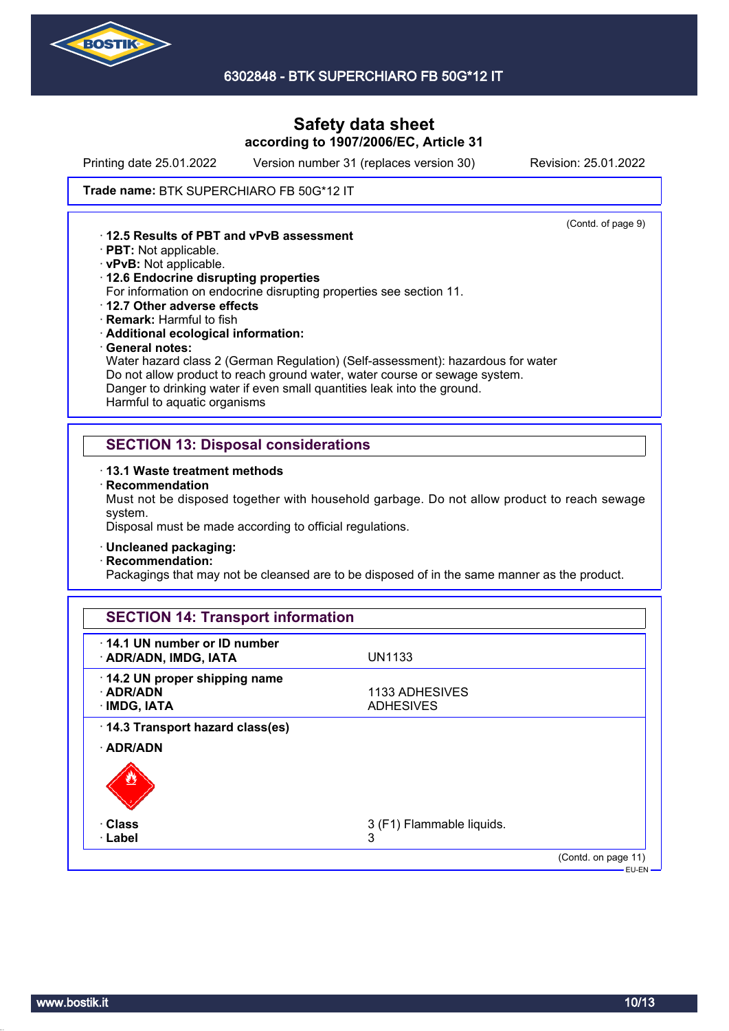Trade name: **BTK SUPERCHIARO FB 50G*12 IT**

(Contd. of page 9)

· **12.5 Results of PBT and vPvB assessment**
· **PBT:** Not applicable.
· **vPvB:** Not applicable.
· **12.6 Endocrine disrupting properties**
For information on endocrine disrupting properties see section 11.
· **12.7 Other adverse effects**
· **Remark:** Harmful to fish
· **Additional ecological information:**
· **General notes:**
Water hazard class 2 (German Regulation) (Self-assessment): hazardous for water
Do not allow product to reach ground water, water course or sewage system.
Danger to drinking water if even small quantities leak into the ground.
Harmful to aquatic organisms

## SECTION 13: Disposal considerations

· **13.1 Waste treatment methods**
· **Recommendation**
Must not be disposed together with household garbage. Do not allow product to reach sewage system.
Disposal must be made according to official regulations.

· **Uncleaned packaging:**
· **Recommendation:**
Packagings that may not be cleansed are to be disposed of in the same manner as the product.

## SECTION 14: Transport information

| | |
|---|---|
| · **14.1 UN number or ID number** | |
| · **ADR/ADN, IMDG, IATA** | UN1133 |
| · **14.2 UN proper shipping name** | |
| · **ADR/ADN** | 1133 ADHESIVES |
| · **IMDG, IATA** | ADHESIVES |
| · **14.3 Transport hazard class(es)** | |
| · **ADR/ADN** | |
| · **Class** | 3 (F1) Flammable liquids. |
| · **Label** | 3 |

(Contd. on page 11)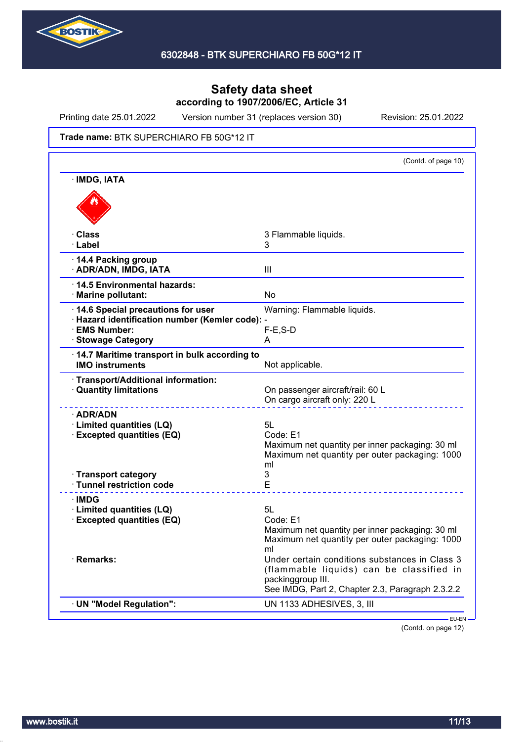# Safety data sheet
**according to 1907/2006/EC, Article 31**

Printing date 25.01.2022 Version number 31 (replaces version 30) Revision: 25.01.2022

**Trade name:** BTK SUPERCHIARO FB 50G*12 IT

(Contd. of page 10)

| | |
|---|---|
| · **IMDG, IATA** | |
| · **Class** | 3 Flammable liquids. |
| · **Label** | 3 |
| · **14.4 Packing group** | |
| · **ADR/ADN, IMDG, IATA** | III |
| · **14.5 Environmental hazards:** | |
| · **Marine pollutant:** | No |
| · **14.6 Special precautions for user** | Warning: Flammable liquids. |
| · **Hazard identification number (Kemler code):** | - |
| · **EMS Number:** | F-E,S-D |
| · **Stowage Category** | A |
| · **14.7 Maritime transport in bulk according to IMO instruments** | Not applicable. |
| · **Transport/Additional information:** | |
| · **Quantity limitations** | On passenger aircraft/rail: 60 L<br>On cargo aircraft only: 220 L |
| · **ADR/ADN** | |
| · **Limited quantities (LQ)** | 5L |
| · **Excepted quantities (EQ)** | Code: E1<br>Maximum net quantity per inner packaging: 30 ml<br>Maximum net quantity per outer packaging: 1000 ml |
| · **Transport category** | 3 |
| · **Tunnel restriction code** | E |
| · **IMDG** | |
| · **Limited quantities (LQ)** | 5L |
| · **Excepted quantities (EQ)** | Code: E1<br>Maximum net quantity per inner packaging: 30 ml<br>Maximum net quantity per outer packaging: 1000 ml |
| · **Remarks:** | Under certain conditions substances in Class 3 (flammable liquids) can be classified in packinggroup III.<br>See IMDG, Part 2, Chapter 2.3, Paragraph 2.3.2.2 |
| · **UN "Model Regulation":** | UN 1133 ADHESIVES, 3, III |

EU-EN

(Contd. on page 12)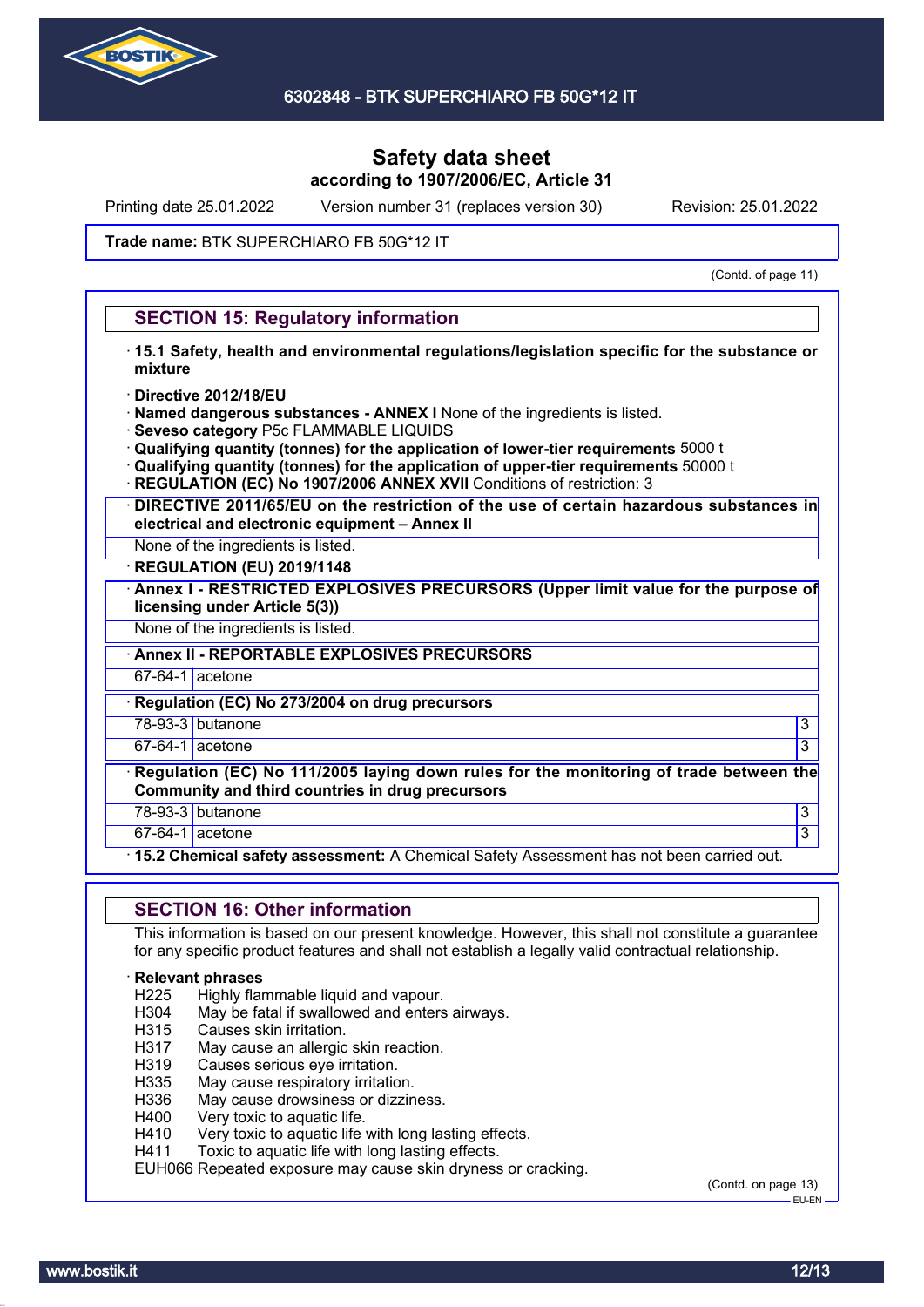# Safety data sheet

**according to 1907/2006/EC, Article 31**

Printing date 25.01.2022 Version number 31 (replaces version 30) Revision: 25.01.2022

**Trade name:** BTK SUPERCHIARO FB 50G*12 IT

(Contd. of page 11)

## SECTION 15: Regulatory information

· **15.1 Safety, health and environmental regulations/legislation specific for the substance or mixture**

· **Directive 2012/18/EU**
· **Named dangerous substances - ANNEX I** None of the ingredients is listed.
· **Seveso category** P5c FLAMMABLE LIQUIDS
· **Qualifying quantity (tonnes) for the application of lower-tier requirements** 5000 t
· **Qualifying quantity (tonnes) for the application of upper-tier requirements** 50000 t
· **REGULATION (EC) No 1907/2006 ANNEX XVII** Conditions of restriction: 3

· **DIRECTIVE 2011/65/EU on the restriction of the use of certain hazardous substances in electrical and electronic equipment – Annex II**

None of the ingredients is listed.

· **REGULATION (EU) 2019/1148**

· **Annex I - RESTRICTED EXPLOSIVES PRECURSORS (Upper limit value for the purpose of licensing under Article 5(3))**

None of the ingredients is listed.

· **Annex II - REPORTABLE EXPLOSIVES PRECURSORS**

| | |
|---|---|
| 67-64-1 | acetone |

· **Regulation (EC) No 273/2004 on drug precursors**

| | | |
|---|---|---|
| 78-93-3 | butanone | 3 |
| 67-64-1 | acetone | 3 |

· **Regulation (EC) No 111/2005 laying down rules for the monitoring of trade between the Community and third countries in drug precursors**

| | | |
|---|---|---|
| 78-93-3 | butanone | 3 |
| 67-64-1 | acetone | 3 |

· **15.2 Chemical safety assessment:** A Chemical Safety Assessment has not been carried out.

## SECTION 16: Other information

This information is based on our present knowledge. However, this shall not constitute a guarantee for any specific product features and shall not establish a legally valid contractual relationship.

· **Relevant phrases**

H225 Highly flammable liquid and vapour.
H304 May be fatal if swallowed and enters airways.
H315 Causes skin irritation.
H317 May cause an allergic skin reaction.
H319 Causes serious eye irritation.
H335 May cause respiratory irritation.
H336 May cause drowsiness or dizziness.
H400 Very toxic to aquatic life.
H410 Very toxic to aquatic life with long lasting effects.
H411 Toxic to aquatic life with long lasting effects.
EUH066 Repeated exposure may cause skin dryness or cracking.

(Contd. on page 13)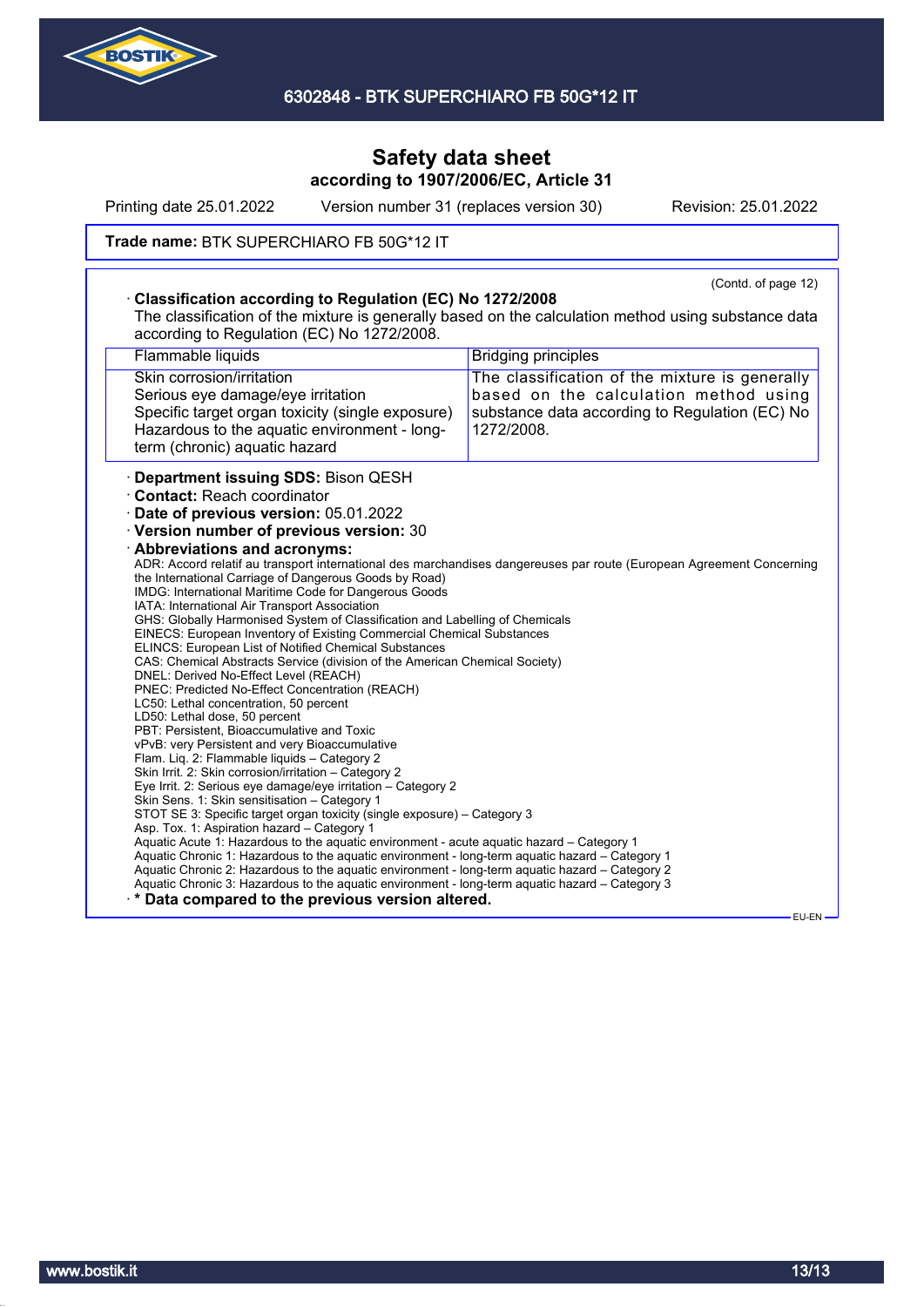# Safety data sheet

**according to 1907/2006/EC, Article 31**

Printing date 25.01.2022 Version number 31 (replaces version 30) Revision: 25.01.2022

**Trade name:** BTK SUPERCHIARO FB 50G*12 IT

(Contd. of page 12)

· **Classification according to Regulation (EC) No 1272/2008**
The classification of the mixture is generally based on the calculation method using substance data according to Regulation (EC) No 1272/2008.

| | |
|---|---|
| Flammable liquids | Bridging principles |
| Skin corrosion/irritation<br>Serious eye damage/eye irritation<br>Specific target organ toxicity (single exposure)<br>Hazardous to the aquatic environment - long-term (chronic) aquatic hazard | The classification of the mixture is generally based on the calculation method using substance data according to Regulation (EC) No 1272/2008. |

· **Department issuing SDS:** Bison QESH
· **Contact:** Reach coordinator
· **Date of previous version:** 05.01.2022
· **Version number of previous version:** 30
· **Abbreviations and acronyms:**
ADR: Accord relatif au transport international des marchandises dangereuses par route (European Agreement Concerning the International Carriage of Dangerous Goods by Road)
IMDG: International Maritime Code for Dangerous Goods
IATA: International Air Transport Association
GHS: Globally Harmonised System of Classification and Labelling of Chemicals
EINECS: European Inventory of Existing Commercial Chemical Substances
ELINCS: European List of Notified Chemical Substances
CAS: Chemical Abstracts Service (division of the American Chemical Society)
DNEL: Derived No-Effect Level (REACH)
PNEC: Predicted No-Effect Concentration (REACH)
LC50: Lethal concentration, 50 percent
LD50: Lethal dose, 50 percent
PBT: Persistent, Bioaccumulative and Toxic
vPvB: very Persistent and very Bioaccumulative
Flam. Liq. 2: Flammable liquids – Category 2
Skin Irrit. 2: Skin corrosion/irritation – Category 2
Eye Irrit. 2: Serious eye damage/eye irritation – Category 2
Skin Sens. 1: Skin sensitisation – Category 1
STOT SE 3: Specific target organ toxicity (single exposure) – Category 3
Asp. Tox. 1: Aspiration hazard – Category 1
Aquatic Acute 1: Hazardous to the aquatic environment - acute aquatic hazard – Category 1
Aquatic Chronic 1: Hazardous to the aquatic environment - long-term aquatic hazard – Category 1
Aquatic Chronic 2: Hazardous to the aquatic environment - long-term aquatic hazard – Category 2
Aquatic Chronic 3: Hazardous to the aquatic environment - long-term aquatic hazard – Category 3

· **\* Data compared to the previous version altered.**

EU-EN